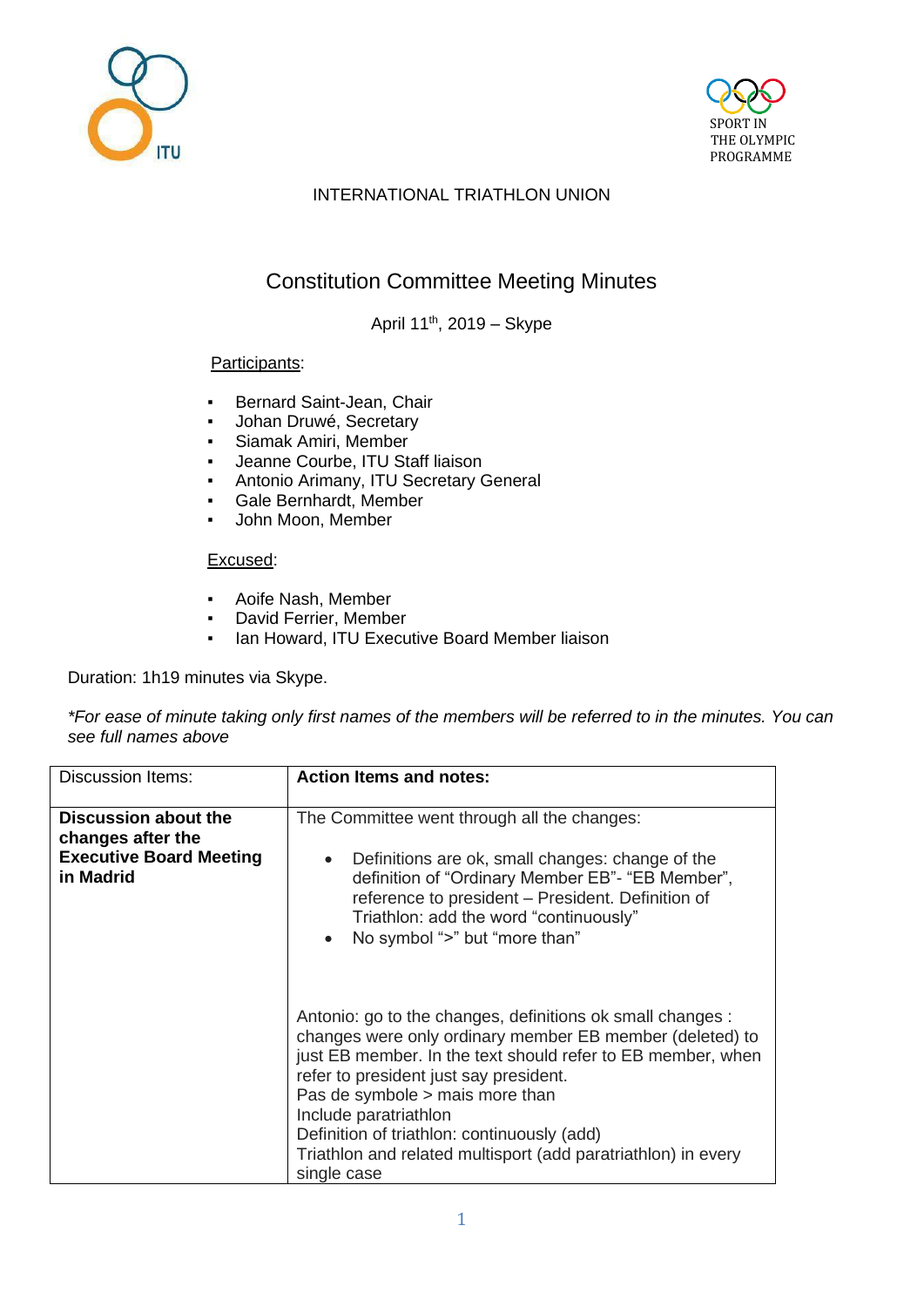INTERNATIONAL TRIATHLON UNION

# Constitution Committee Meeting Minutes

April 11th, 2019 – Skype

Participants:

- Bernard Saint-Jean, Chair
- Johan Druwé, Secretary
- Siamak Amiri, Member
- Jeanne Courbe, ITU Staff liaison
- Antonio Arimany, ITU Secretary General
- Gale Bernhardt, Member
- John Moon, Member

Excused:

- Aoife Nash, Member
- David Ferrier, Member
- Ian Howard, ITU Executive Board Member liaison

Duration: 1h19 minutes via Skype.

*\*For ease of minute taking only first names of the members will be referred to in the minutes. You can see full names above*

| Discussion Items: | **Action Items and notes:** |
|---|---|
| **Discussion about the changes after the Executive Board Meeting in Madrid** | The Committee went through all the changes:<br>• Definitions are ok, small changes: change of the definition of "Ordinary Member EB"- "EB Member", reference to president – President. Definition of Triathlon: add the word "continuously"<br>• No symbol ">" but "more than"<br><br>Antonio: go to the changes, definitions ok small changes : changes were only ordinary member EB member (deleted) to just EB member. In the text should refer to EB member, when refer to president just say president.<br>Pas de symbole > mais more than<br>Include paratriathlon<br>Definition of triathlon: continuously (add)<br>Triathlon and related multisport (add paratriathlon) in every single case |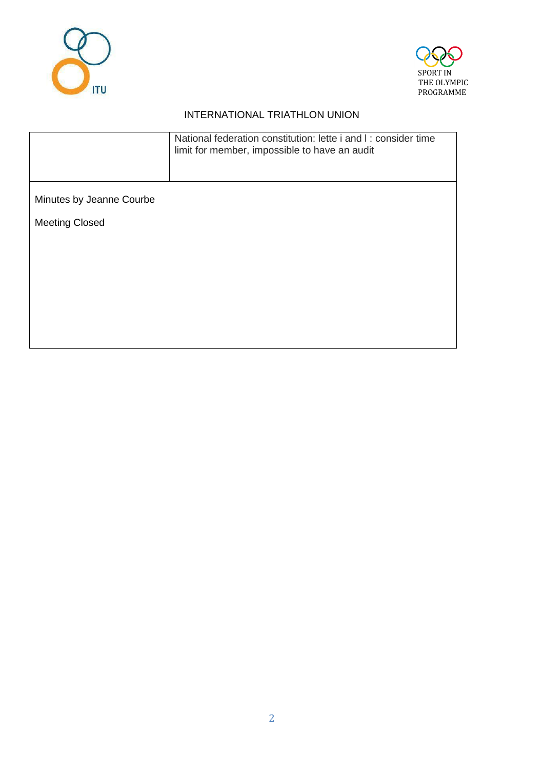INTERNATIONAL TRIATHLON UNION

| | |
|---|---|
| | National federation constitution: lette i and l : consider time limit for member, impossible to have an audit |

Minutes by Jeanne Courbe

Meeting Closed